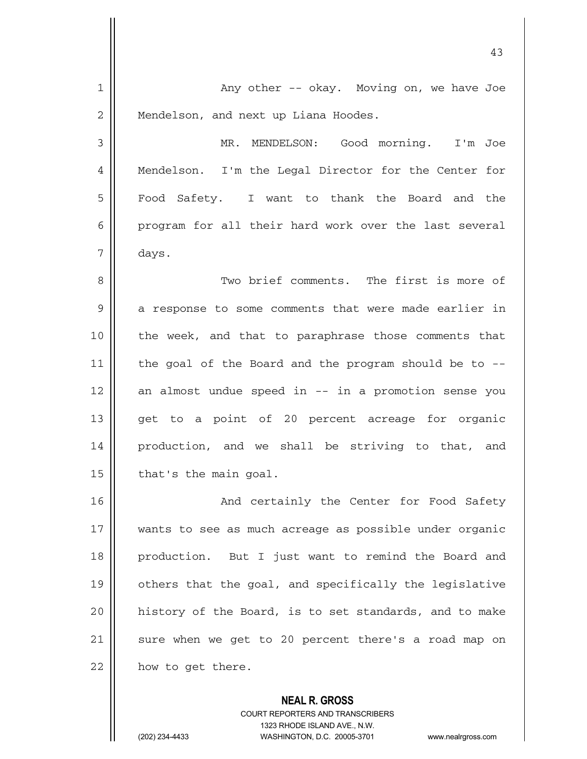Any other -- okay. Moving on, we have Joe Mendelson, and next up Liana Hoodes.

MR. MENDELSON: Good morning. I'm Joe Mendelson. I'm the Legal Director for the Center for Food Safety. I want to thank the Board and the program for all their hard work over the last several days.

Two brief comments. The first is more of a response to some comments that were made earlier in the week, and that to paraphrase those comments that the goal of the Board and the program should be to -- an almost undue speed in -- in a promotion sense you get to a point of 20 percent acreage for organic production, and we shall be striving to that, and that's the main goal.

And certainly the Center for Food Safety wants to see as much acreage as possible under organic production. But I just want to remind the Board and others that the goal, and specifically the legislative history of the Board, is to set standards, and to make sure when we get to 20 percent there's a road map on how to get there.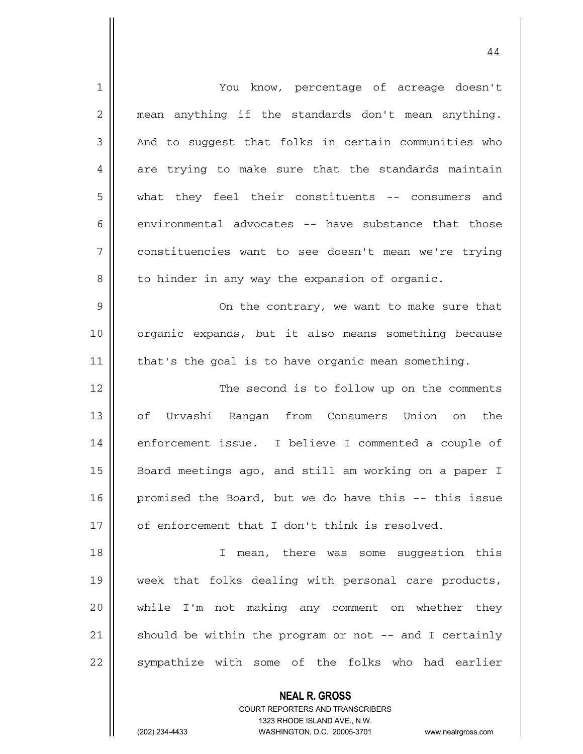You know, percentage of acreage doesn't mean anything if the standards don't mean anything. And to suggest that folks in certain communities who are trying to make sure that the standards maintain what they feel their constituents -- consumers and environmental advocates -- have substance that those constituencies want to see doesn't mean we're trying to hinder in any way the expansion of organic.

On the contrary, we want to make sure that organic expands, but it also means something because that's the goal is to have organic mean something.

The second is to follow up on the comments of Urvashi Rangan from Consumers Union on the enforcement issue. I believe I commented a couple of Board meetings ago, and still am working on a paper I promised the Board, but we do have this -- this issue of enforcement that I don't think is resolved.

I mean, there was some suggestion this week that folks dealing with personal care products, while I'm not making any comment on whether they should be within the program or not -- and I certainly sympathize with some of the folks who had earlier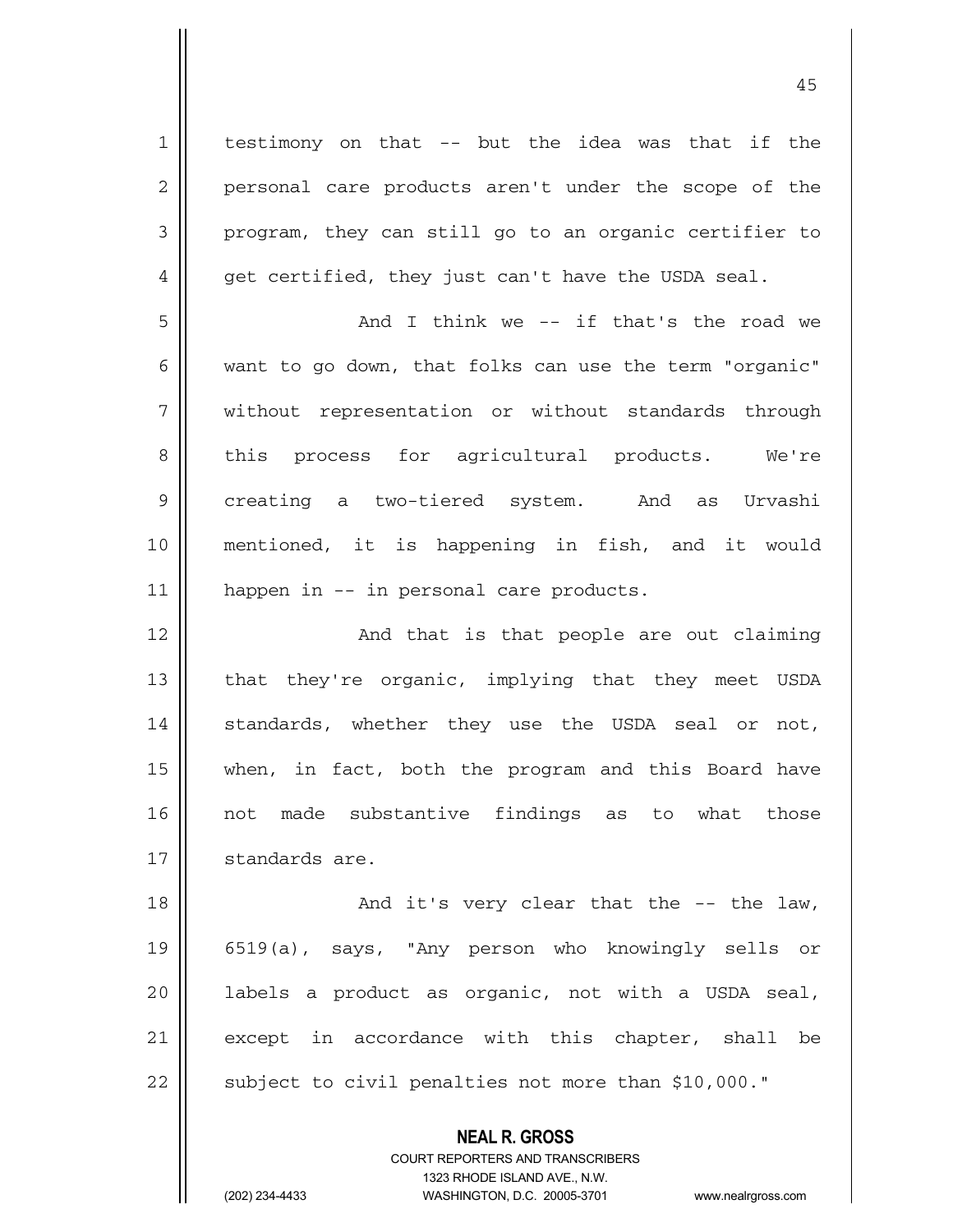testimony on that -- but the idea was that if the personal care products aren't under the scope of the program, they can still go to an organic certifier to get certified, they just can't have the USDA seal.

And I think we -- if that's the road we want to go down, that folks can use the term "organic" without representation or without standards through this process for agricultural products. We're creating a two-tiered system. And as Urvashi mentioned, it is happening in fish, and it would happen in -- in personal care products.

And that is that people are out claiming that they're organic, implying that they meet USDA standards, whether they use the USDA seal or not, when, in fact, both the program and this Board have not made substantive findings as to what those standards are.

And it's very clear that the -- the law, 6519(a), says, "Any person who knowingly sells or labels a product as organic, not with a USDA seal, except in accordance with this chapter, shall be subject to civil penalties not more than $10,000."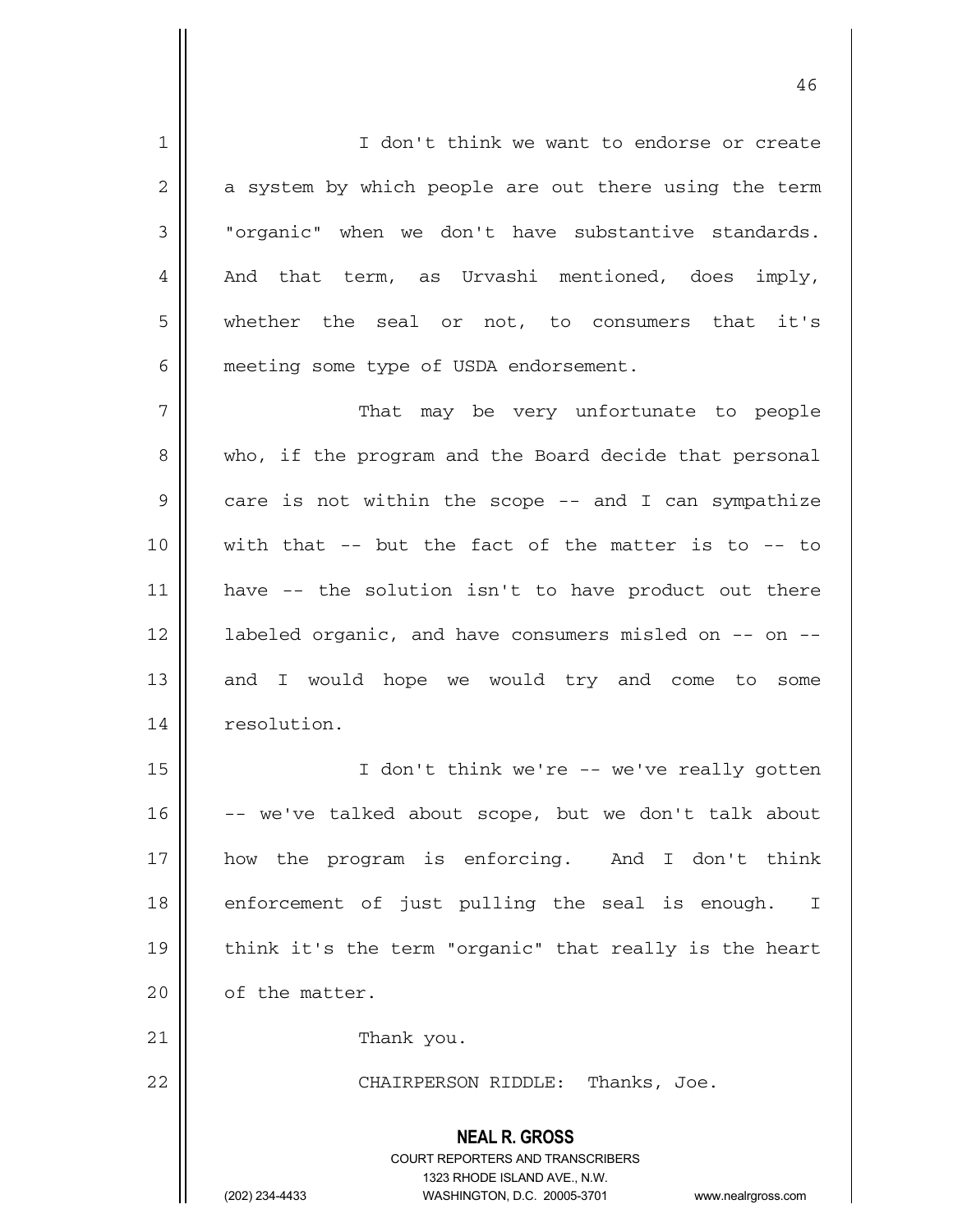I don't think we want to endorse or create a system by which people are out there using the term "organic" when we don't have substantive standards. And that term, as Urvashi mentioned, does imply, whether the seal or not, to consumers that it's meeting some type of USDA endorsement.

That may be very unfortunate to people who, if the program and the Board decide that personal care is not within the scope -- and I can sympathize with that -- but the fact of the matter is to -- to have -- the solution isn't to have product out there labeled organic, and have consumers misled on -- on -- and I would hope we would try and come to some resolution.

I don't think we're -- we've really gotten -- we've talked about scope, but we don't talk about how the program is enforcing. And I don't think enforcement of just pulling the seal is enough. I think it's the term "organic" that really is the heart of the matter.

Thank you.

CHAIRPERSON RIDDLE: Thanks, Joe.